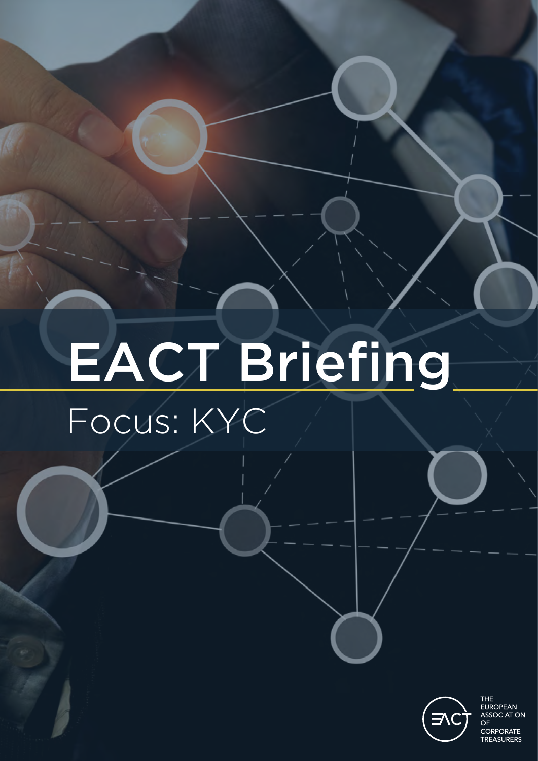# EACT Briefing

## Focus: KYC

THE EUROPEAN ASSOCIATION OF CORPORATE TREASURERS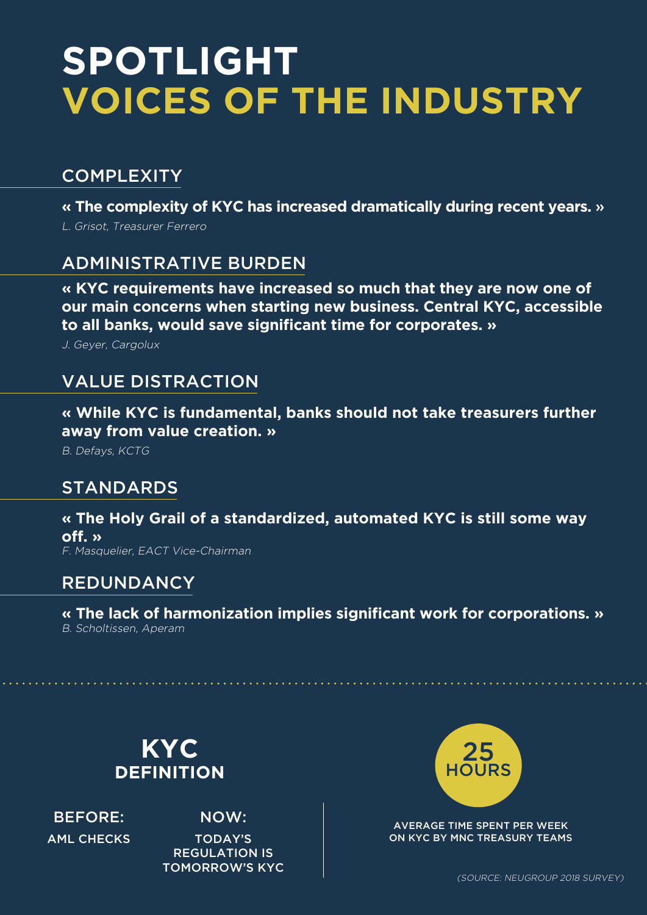# SPOTLIGHT
# VOICES OF THE INDUSTRY

## COMPLEXITY

**« The complexity of KYC has increased dramatically during recent years. »**

*L. Grisot, Treasurer Ferrero*

## ADMINISTRATIVE BURDEN

**« KYC requirements have increased so much that they are now one of our main concerns when starting new business. Central KYC, accessible to all banks, would save significant time for corporates. »**

*J. Geyer, Cargolux*

## VALUE DISTRACTION

**« While KYC is fundamental, banks should not take treasurers further away from value creation. »**

*B. Defays, KCTG*

## STANDARDS

**« The Holy Grail of a standardized, automated KYC is still some way off. »**

*F. Masquelier, EACT Vice-Chairman*

## REDUNDANCY

**« The lack of harmonization implies significant work for corporations. »**

*B. Scholtissen, Aperam*

---

## KYC DEFINITION

**BEFORE:** AML CHECKS

**NOW:** TODAY'S REGULATION IS TOMORROW'S KYC

**25 HOURS**

AVERAGE TIME SPENT PER WEEK ON KYC BY MNC TREASURY TEAMS

*(SOURCE: NEUGROUP 2018 SURVEY)*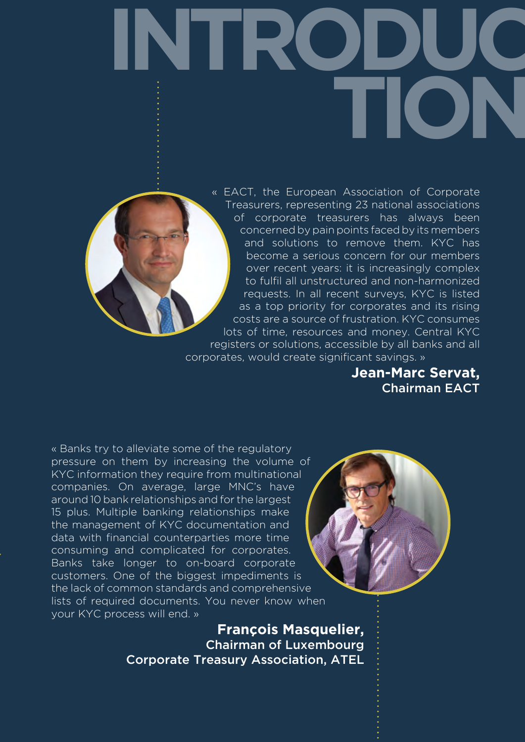# INTRODUCTION

« EACT, the European Association of Corporate Treasurers, representing 23 national associations of corporate treasurers has always been concerned by pain points faced by its members and solutions to remove them. KYC has become a serious concern for our members over recent years: it is increasingly complex to fulfil all unstructured and non-harmonized requests. In all recent surveys, KYC is listed as a top priority for corporates and its rising costs are a source of frustration. KYC consumes lots of time, resources and money. Central KYC registers or solutions, accessible by all banks and all corporates, would create significant savings. »

**Jean-Marc Servat,**
**Chairman EACT**

« Banks try to alleviate some of the regulatory pressure on them by increasing the volume of KYC information they require from multinational companies. On average, large MNC's have around 10 bank relationships and for the largest 15 plus. Multiple banking relationships make the management of KYC documentation and data with financial counterparties more time consuming and complicated for corporates. Banks take longer to on-board corporate customers. One of the biggest impediments is the lack of common standards and comprehensive lists of required documents. You never know when your KYC process will end. »

**François Masquelier,**
**Chairman of Luxembourg Corporate Treasury Association, ATEL**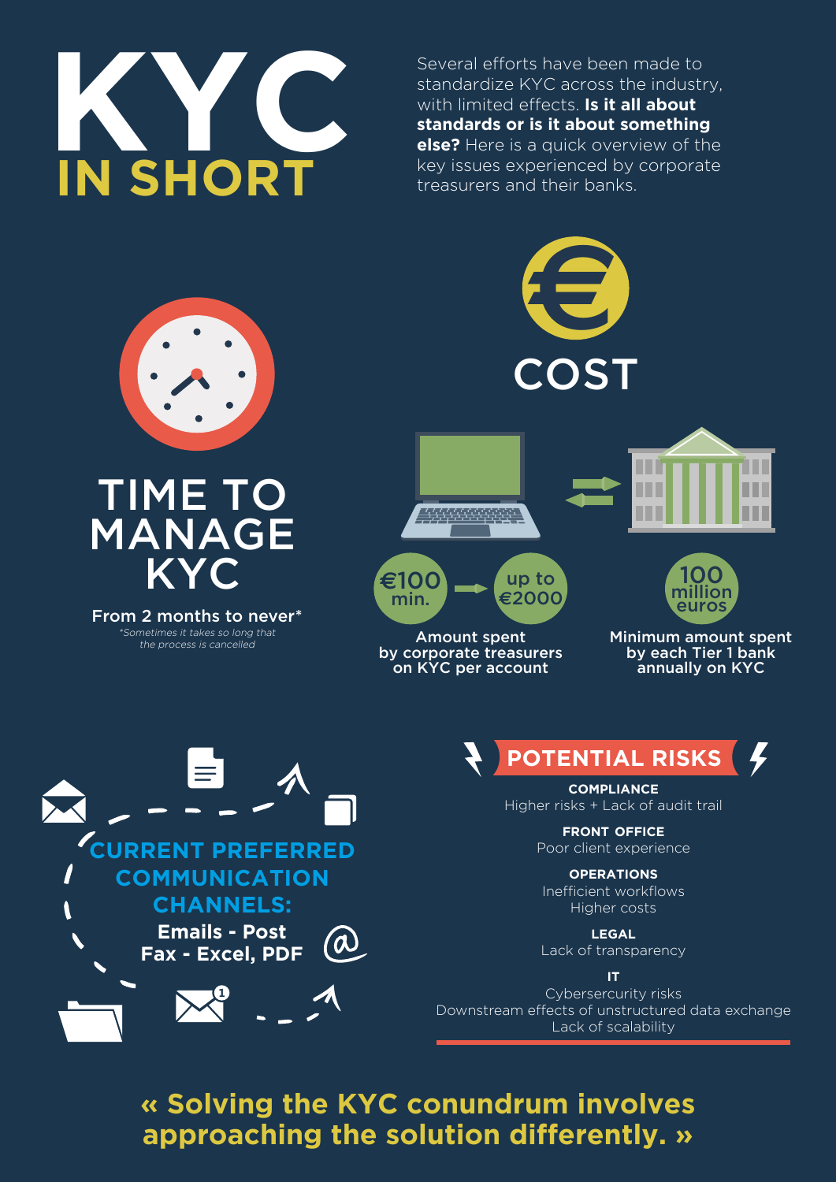# KYC IN SHORT

Several efforts have been made to standardize KYC across the industry, with limited effects. **Is it all about standards or is it about something else?** Here is a quick overview of the key issues experienced by corporate treasurers and their banks.

## TIME TO MANAGE KYC

From 2 months to never*

*\*Sometimes it takes so long that the process is cancelled*

## COST

€100 min. → up to €2000

Amount spent by corporate treasurers on KYC per account

100 million euros

Minimum amount spent by each Tier 1 bank annually on KYC

## CURRENT PREFERRED COMMUNICATION CHANNELS:

**Emails - Post**
**Fax - Excel, PDF**

## POTENTIAL RISKS

**COMPLIANCE**
Higher risks + Lack of audit trail

**FRONT OFFICE**
Poor client experience

**OPERATIONS**
Inefficient workflows
Higher costs

**LEGAL**
Lack of transparency

**IT**
Cybersercurity risks
Downstream effects of unstructured data exchange
Lack of scalability

**« Solving the KYC conundrum involves approaching the solution differently. »**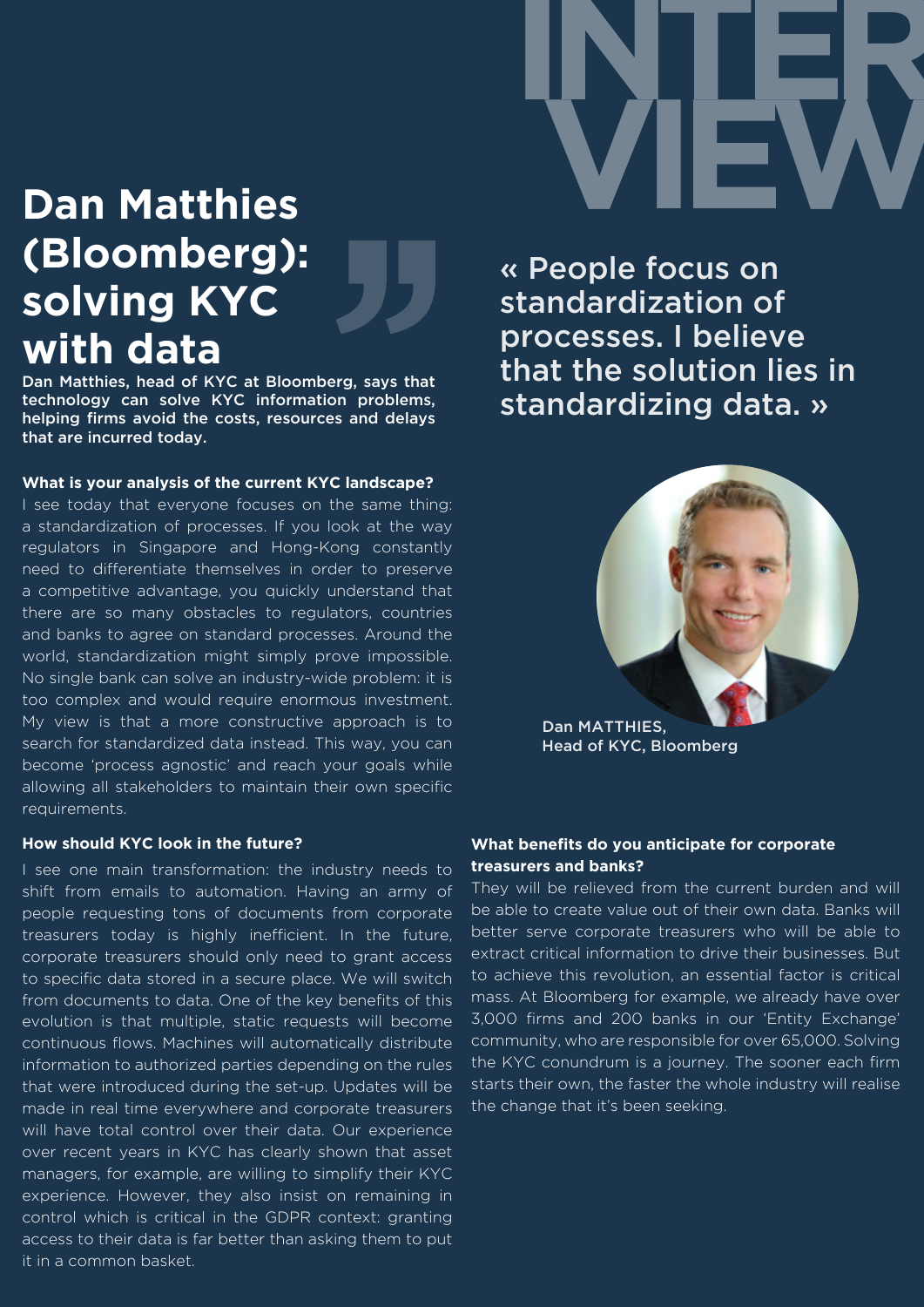INTERVIEW

# Dan Matthies (Bloomberg): solving KYC with data

**Dan Matthies, head of KYC at Bloomberg, says that technology can solve KYC information problems, helping firms avoid the costs, resources and delays that are incurred today.**

> « People focus on standardization of processes. I believe that the solution lies in standardizing data. »

Dan MATTHIES, Head of KYC, Bloomberg

### What is your analysis of the current KYC landscape?

I see today that everyone focuses on the same thing: a standardization of processes. If you look at the way regulators in Singapore and Hong-Kong constantly need to differentiate themselves in order to preserve a competitive advantage, you quickly understand that there are so many obstacles to regulators, countries and banks to agree on standard processes. Around the world, standardization might simply prove impossible. No single bank can solve an industry-wide problem: it is too complex and would require enormous investment. My view is that a more constructive approach is to search for standardized data instead. This way, you can become 'process agnostic' and reach your goals while allowing all stakeholders to maintain their own specific requirements.

### How should KYC look in the future?

I see one main transformation: the industry needs to shift from emails to automation. Having an army of people requesting tons of documents from corporate treasurers today is highly inefficient. In the future, corporate treasurers should only need to grant access to specific data stored in a secure place. We will switch from documents to data. One of the key benefits of this evolution is that multiple, static requests will become continuous flows. Machines will automatically distribute information to authorized parties depending on the rules that were introduced during the set-up. Updates will be made in real time everywhere and corporate treasurers will have total control over their data. Our experience over recent years in KYC has clearly shown that asset managers, for example, are willing to simplify their KYC experience. However, they also insist on remaining in control which is critical in the GDPR context: granting access to their data is far better than asking them to put it in a common basket.

### What benefits do you anticipate for corporate treasurers and banks?

They will be relieved from the current burden and will be able to create value out of their own data. Banks will better serve corporate treasurers who will be able to extract critical information to drive their businesses. But to achieve this revolution, an essential factor is critical mass. At Bloomberg for example, we already have over 3,000 firms and 200 banks in our 'Entity Exchange' community, who are responsible for over 65,000. Solving the KYC conundrum is a journey. The sooner each firm starts their own, the faster the whole industry will realise the change that it's been seeking.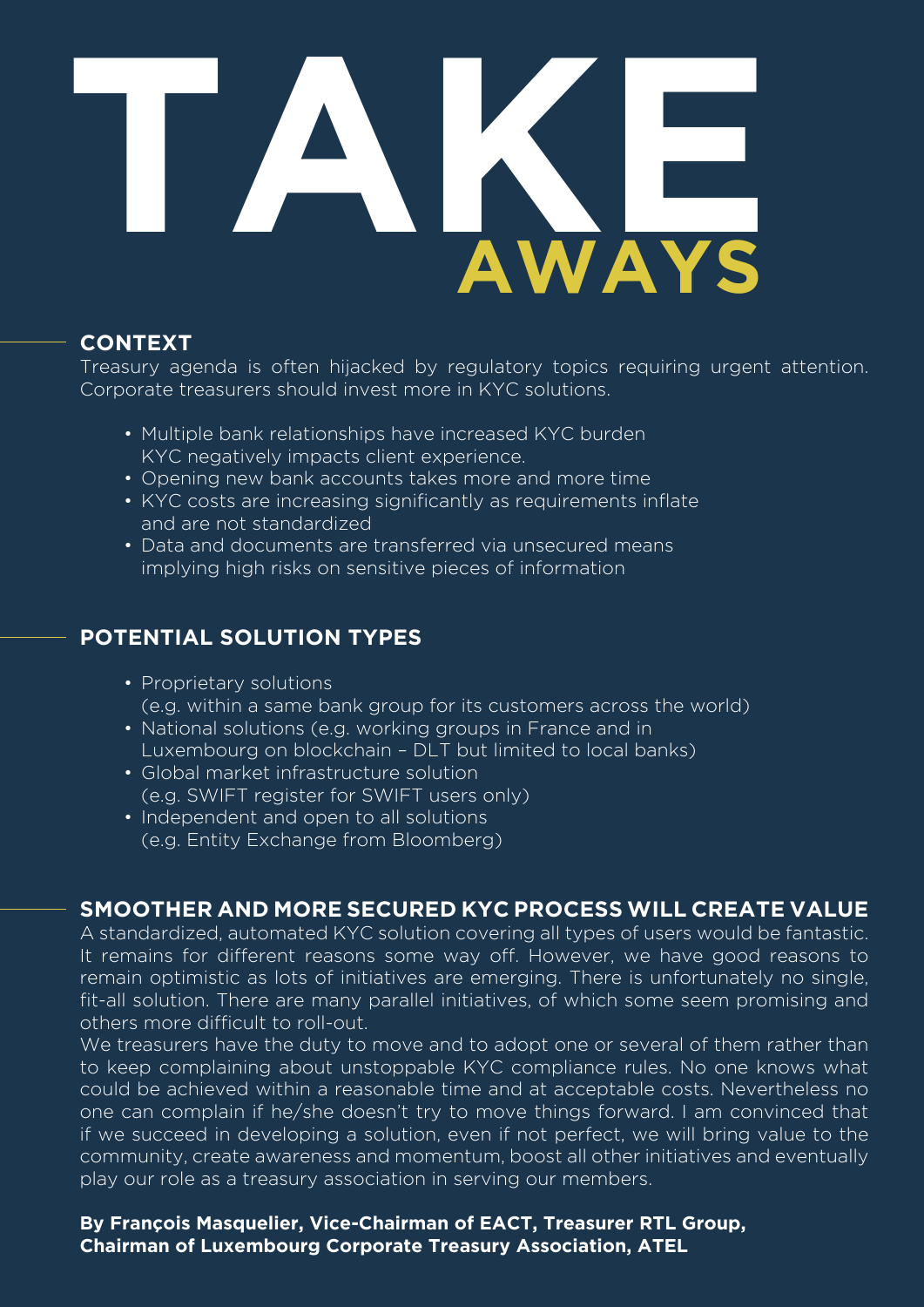# TAKE AWAYS

## CONTEXT

Treasury agenda is often hijacked by regulatory topics requiring urgent attention. Corporate treasurers should invest more in KYC solutions.

- Multiple bank relationships have increased KYC burden KYC negatively impacts client experience.
- Opening new bank accounts takes more and more time
- KYC costs are increasing significantly as requirements inflate and are not standardized
- Data and documents are transferred via unsecured means implying high risks on sensitive pieces of information

## POTENTIAL SOLUTION TYPES

- Proprietary solutions (e.g. within a same bank group for its customers across the world)
- National solutions (e.g. working groups in France and in Luxembourg on blockchain – DLT but limited to local banks)
- Global market infrastructure solution (e.g. SWIFT register for SWIFT users only)
- Independent and open to all solutions (e.g. Entity Exchange from Bloomberg)

## SMOOTHER AND MORE SECURED KYC PROCESS WILL CREATE VALUE

A standardized, automated KYC solution covering all types of users would be fantastic. It remains for different reasons some way off. However, we have good reasons to remain optimistic as lots of initiatives are emerging. There is unfortunately no single, fit-all solution. There are many parallel initiatives, of which some seem promising and others more difficult to roll-out.

We treasurers have the duty to move and to adopt one or several of them rather than to keep complaining about unstoppable KYC compliance rules. No one knows what could be achieved within a reasonable time and at acceptable costs. Nevertheless no one can complain if he/she doesn't try to move things forward. I am convinced that if we succeed in developing a solution, even if not perfect, we will bring value to the community, create awareness and momentum, boost all other initiatives and eventually play our role as a treasury association in serving our members.

**By François Masquelier, Vice-Chairman of EACT, Treasurer RTL Group, Chairman of Luxembourg Corporate Treasury Association, ATEL**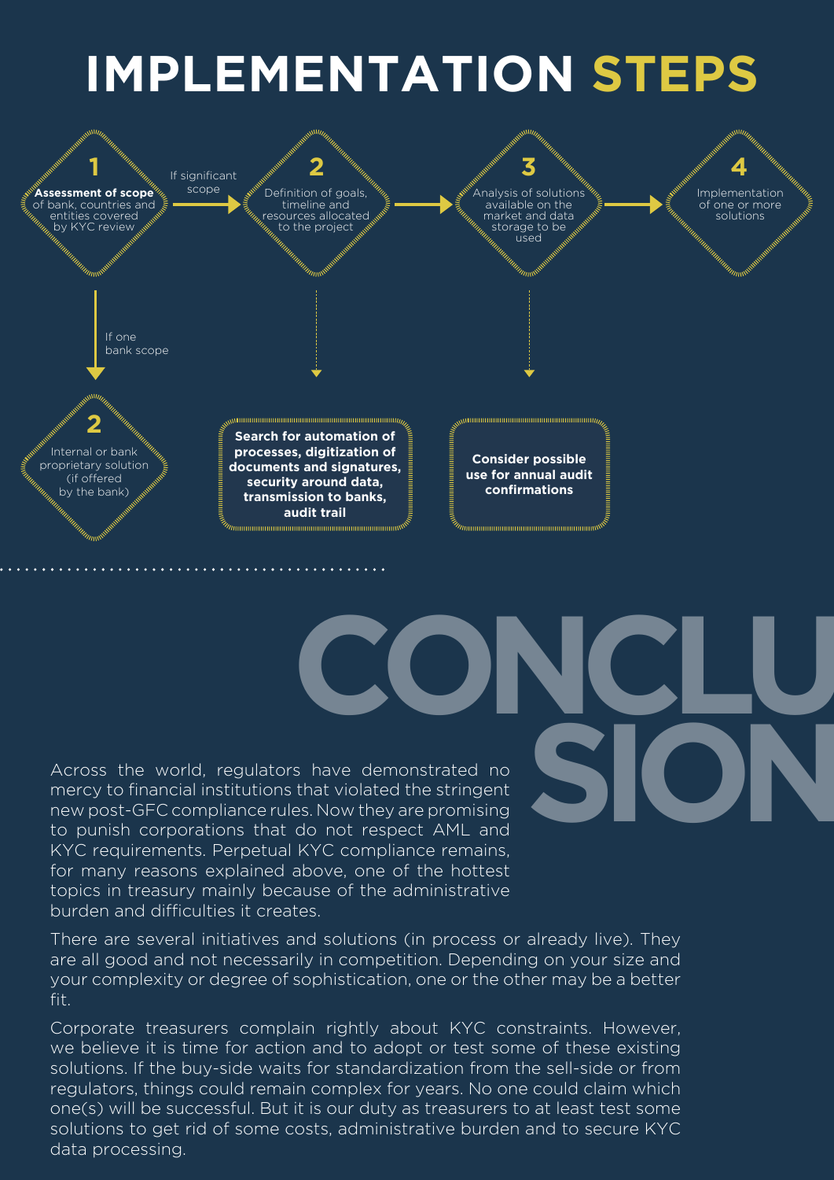# IMPLEMENTATION STEPS

**1** — **Assessment of scope** of bank, countries and entities covered by KYC review

- If significant scope → **2** — Definition of goals, timeline and resources allocated to the project → **3** — Analysis of solutions available on the market and data storage to be used → **4** — Implementation of one or more solutions
  - From step 2: **Search for automation of processes, digitization of documents and signatures, security around data, transmission to banks, audit trail**
  - From step 3: **Consider possible use for annual audit confirmations**
- If one bank scope → **2** — Internal or bank proprietary solution (if offered by the bank)

# CONCLUSION

Across the world, regulators have demonstrated no mercy to financial institutions that violated the stringent new post-GFC compliance rules. Now they are promising to punish corporations that do not respect AML and KYC requirements. Perpetual KYC compliance remains, for many reasons explained above, one of the hottest topics in treasury mainly because of the administrative burden and difficulties it creates.

There are several initiatives and solutions (in process or already live). They are all good and not necessarily in competition. Depending on your size and your complexity or degree of sophistication, one or the other may be a better fit.

Corporate treasurers complain rightly about KYC constraints. However, we believe it is time for action and to adopt or test some of these existing solutions. If the buy-side waits for standardization from the sell-side or from regulators, things could remain complex for years. No one could claim which one(s) will be successful. But it is our duty as treasurers to at least test some solutions to get rid of some costs, administrative burden and to secure KYC data processing.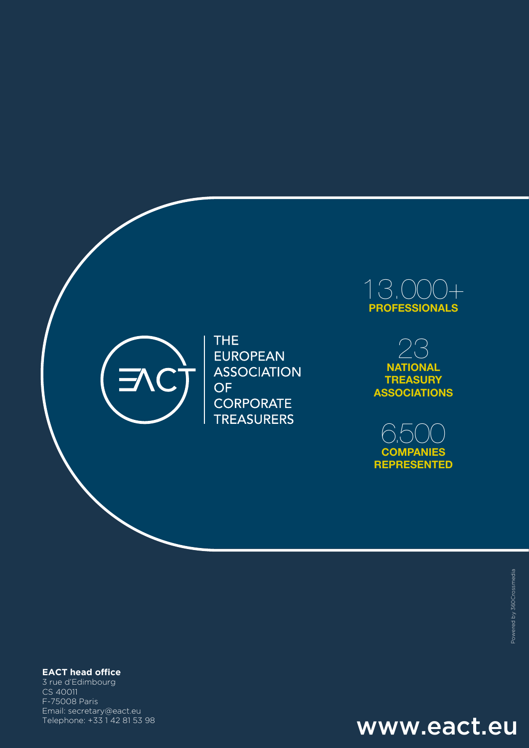THE EUROPEAN ASSOCIATION OF CORPORATE TREASURERS

13,000+
**PROFESSIONALS**

23
**NATIONAL TREASURY ASSOCIATIONS**

6,500
**COMPANIES REPRESENTED**

Powered by 360Crossmedia

**EACT head office**
3 rue d'Edimbourg
CS 40011
F-75008 Paris
Email: secretary@eact.eu
Telephone: +33 1 42 81 53 98

www.eact.eu